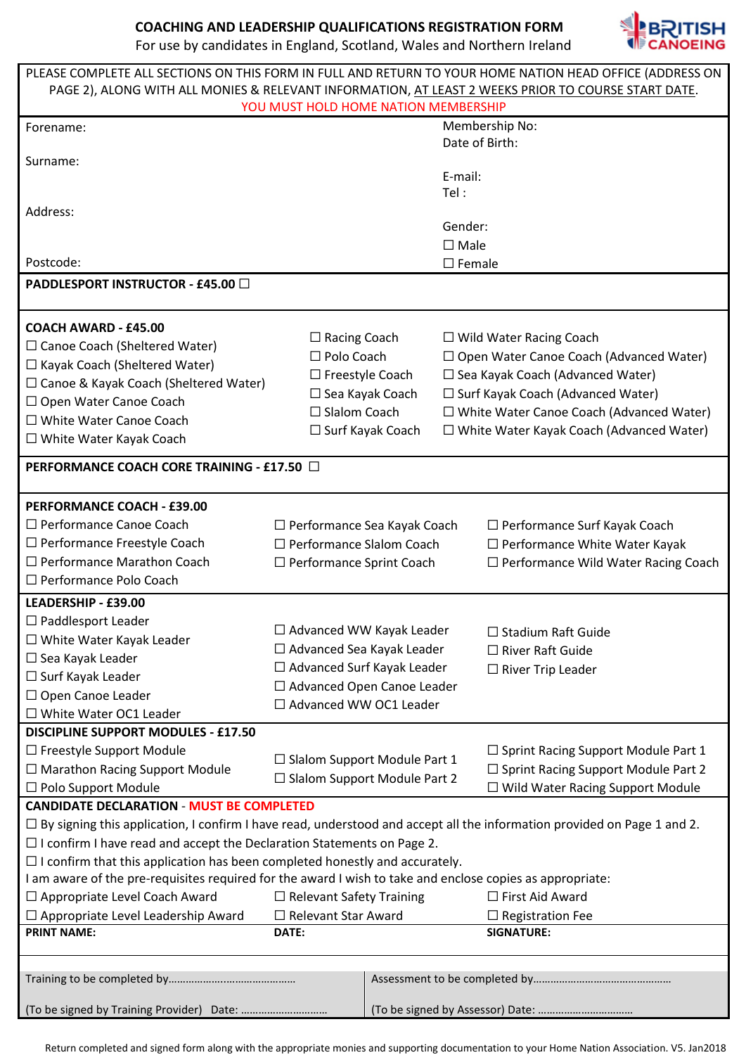# COACHING AND LEADERSHIP QUALIFICATIONS REGISTRATION FORM

For use by candidates in England, Scotland, Wales and Northern Ireland

BRITISH CANOEING

PLEASE COMPLETE ALL SECTIONS ON THIS FORM IN FULL AND RETURN TO YOUR HOME NATION HEAD OFFICE (ADDRESS ON PAGE 2), ALONG WITH ALL MONIES & RELEVANT INFORMATION, AT LEAST 2 WEEKS PRIOR TO COURSE START DATE.

YOU MUST HOLD HOME NATION MEMBERSHIP

| | |
|---|---|
| Forename: | Membership No: |
| | Date of Birth: |
| Surname: | E-mail: |
| | Tel : |
| Address: | Gender: |
| | ☐ Male |
| Postcode: | ☐ Female |

**PADDLESPORT INSTRUCTOR - £45.00** ☐

**COACH AWARD - £45.00**

| | | |
|---|---|---|
| ☐ Canoe Coach (Sheltered Water) | ☐ Racing Coach | ☐ Wild Water Racing Coach |
| ☐ Kayak Coach (Sheltered Water) | ☐ Polo Coach | ☐ Open Water Canoe Coach (Advanced Water) |
| ☐ Canoe & Kayak Coach (Sheltered Water) | ☐ Freestyle Coach | ☐ Sea Kayak Coach (Advanced Water) |
| ☐ Open Water Canoe Coach | ☐ Sea Kayak Coach | ☐ Surf Kayak Coach (Advanced Water) |
| ☐ White Water Canoe Coach | ☐ Slalom Coach | ☐ White Water Canoe Coach (Advanced Water) |
| ☐ White Water Kayak Coach | ☐ Surf Kayak Coach | ☐ White Water Kayak Coach (Advanced Water) |

**PERFORMANCE COACH CORE TRAINING - £17.50** ☐

**PERFORMANCE COACH - £39.00**

| | | |
|---|---|---|
| ☐ Performance Canoe Coach | ☐ Performance Sea Kayak Coach | ☐ Performance Surf Kayak Coach |
| ☐ Performance Freestyle Coach | ☐ Performance Slalom Coach | ☐ Performance White Water Kayak |
| ☐ Performance Marathon Coach | ☐ Performance Sprint Coach | ☐ Performance Wild Water Racing Coach |
| ☐ Performance Polo Coach | | |

**LEADERSHIP - £39.00**

| | | |
|---|---|---|
| ☐ Paddlesport Leader | ☐ Advanced WW Kayak Leader | ☐ Stadium Raft Guide |
| ☐ White Water Kayak Leader | ☐ Advanced Sea Kayak Leader | ☐ River Raft Guide |
| ☐ Sea Kayak Leader | ☐ Advanced Surf Kayak Leader | ☐ River Trip Leader |
| ☐ Surf Kayak Leader | ☐ Advanced Open Canoe Leader | |
| ☐ Open Canoe Leader | ☐ Advanced WW OC1 Leader | |
| ☐ White Water OC1 Leader | | |

**DISCIPLINE SUPPORT MODULES - £17.50**

| | | |
|---|---|---|
| ☐ Freestyle Support Module | ☐ Slalom Support Module Part 1 | ☐ Sprint Racing Support Module Part 1 |
| ☐ Marathon Racing Support Module | ☐ Slalom Support Module Part 2 | ☐ Sprint Racing Support Module Part 2 |
| ☐ Polo Support Module | | ☐ Wild Water Racing Support Module |

**CANDIDATE DECLARATION - MUST BE COMPLETED**

☐ By signing this application, I confirm I have read, understood and accept all the information provided on Page 1 and 2.

☐ I confirm I have read and accept the Declaration Statements on Page 2.

☐ I confirm that this application has been completed honestly and accurately.

I am aware of the pre-requisites required for the award I wish to take and enclose copies as appropriate:

| | | |
|---|---|---|
| ☐ Appropriate Level Coach Award | ☐ Relevant Safety Training | ☐ First Aid Award |
| ☐ Appropriate Level Leadership Award | ☐ Relevant Star Award | ☐ Registration Fee |

| **PRINT NAME:** | **DATE:** | **SIGNATURE:** |
|---|---|---|
| | | |

| | |
|---|---|
| Training to be completed by…………………………………… | Assessment to be completed by………………………………………… |
| (To be signed by Training Provider) Date: ………………………… | (To be signed by Assessor) Date: …………………………… |

Return completed and signed form along with the appropriate monies and supporting documentation to your Home Nation Association. V5. Jan2018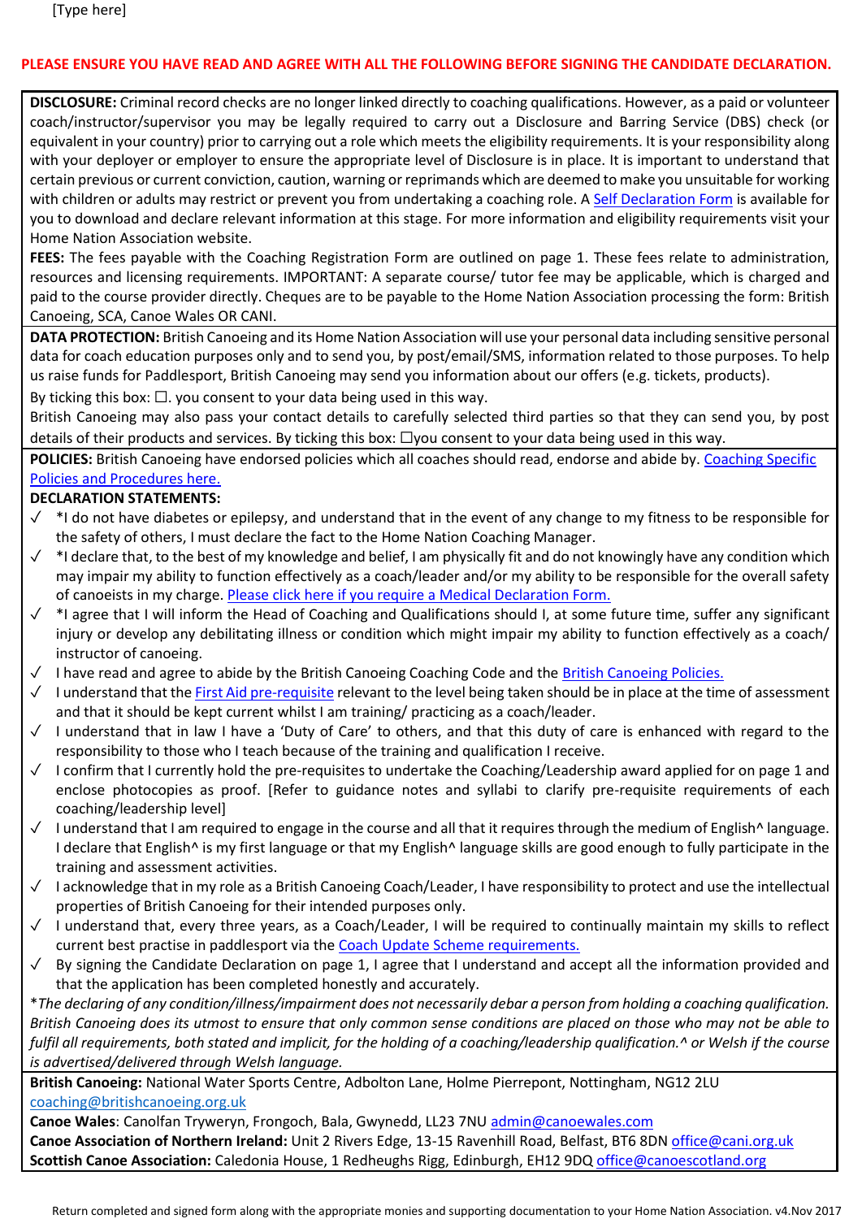**PLEASE ENSURE YOU HAVE READ AND AGREE WITH ALL THE FOLLOWING BEFORE SIGNING THE CANDIDATE DECLARATION.**

**DISCLOSURE:** Criminal record checks are no longer linked directly to coaching qualifications. However, as a paid or volunteer coach/instructor/supervisor you may be legally required to carry out a Disclosure and Barring Service (DBS) check (or equivalent in your country) prior to carrying out a role which meets the eligibility requirements. It is your responsibility along with your deployer or employer to ensure the appropriate level of Disclosure is in place. It is important to understand that certain previous or current conviction, caution, warning or reprimands which are deemed to make you unsuitable for working with children or adults may restrict or prevent you from undertaking a coaching role. A Self Declaration Form is available for you to download and declare relevant information at this stage. For more information and eligibility requirements visit your Home Nation Association website.

**FEES:** The fees payable with the Coaching Registration Form are outlined on page 1. These fees relate to administration, resources and licensing requirements. IMPORTANT: A separate course/ tutor fee may be applicable, which is charged and paid to the course provider directly. Cheques are to be payable to the Home Nation Association processing the form: British Canoeing, SCA, Canoe Wales OR CANI.

**DATA PROTECTION:** British Canoeing and its Home Nation Association will use your personal data including sensitive personal data for coach education purposes only and to send you, by post/email/SMS, information related to those purposes. To help us raise funds for Paddlesport, British Canoeing may send you information about our offers (e.g. tickets, products).

By ticking this box: ☐. you consent to your data being used in this way.

British Canoeing may also pass your contact details to carefully selected third parties so that they can send you, by post details of their products and services. By ticking this box: ☐you consent to your data being used in this way.

**POLICIES:** British Canoeing have endorsed policies which all coaches should read, endorse and abide by. Coaching Specific Policies and Procedures here.

**DECLARATION STATEMENTS:**

- ✓ *I do not have diabetes or epilepsy, and understand that in the event of any change to my fitness to be responsible for the safety of others, I must declare the fact to the Home Nation Coaching Manager.
- ✓ *I declare that, to the best of my knowledge and belief, I am physically fit and do not knowingly have any condition which may impair my ability to function effectively as a coach/leader and/or my ability to be responsible for the overall safety of canoeists in my charge. Please click here if you require a Medical Declaration Form.
- ✓ *I agree that I will inform the Head of Coaching and Qualifications should I, at some future time, suffer any significant injury or develop any debilitating illness or condition which might impair my ability to function effectively as a coach/ instructor of canoeing.
- ✓ I have read and agree to abide by the British Canoeing Coaching Code and the British Canoeing Policies.
- ✓ I understand that the First Aid pre-requisite relevant to the level being taken should be in place at the time of assessment and that it should be kept current whilst I am training/ practicing as a coach/leader.
- ✓ I understand that in law I have a 'Duty of Care' to others, and that this duty of care is enhanced with regard to the responsibility to those who I teach because of the training and qualification I receive.
- ✓ I confirm that I currently hold the pre-requisites to undertake the Coaching/Leadership award applied for on page 1 and enclose photocopies as proof. [Refer to guidance notes and syllabi to clarify pre-requisite requirements of each coaching/leadership level]
- ✓ I understand that I am required to engage in the course and all that it requires through the medium of English^ language. I declare that English^ is my first language or that my English^ language skills are good enough to fully participate in the training and assessment activities.
- ✓ I acknowledge that in my role as a British Canoeing Coach/Leader, I have responsibility to protect and use the intellectual properties of British Canoeing for their intended purposes only.
- ✓ I understand that, every three years, as a Coach/Leader, I will be required to continually maintain my skills to reflect current best practise in paddlesport via the Coach Update Scheme requirements.
- ✓ By signing the Candidate Declaration on page 1, I agree that I understand and accept all the information provided and that the application has been completed honestly and accurately.

*\*The declaring of any condition/illness/impairment does not necessarily debar a person from holding a coaching qualification. British Canoeing does its utmost to ensure that only common sense conditions are placed on those who may not be able to fulfil all requirements, both stated and implicit, for the holding of a coaching/leadership qualification.^ or Welsh if the course is advertised/delivered through Welsh language.*

**British Canoeing:** National Water Sports Centre, Adbolton Lane, Holme Pierrepont, Nottingham, NG12 2LU coaching@britishcanoeing.org.uk

**Canoe Wales**: Canolfan Tryweryn, Frongoch, Bala, Gwynedd, LL23 7NU admin@canoewales.com

**Canoe Association of Northern Ireland:** Unit 2 Rivers Edge, 13-15 Ravenhill Road, Belfast, BT6 8DN office@cani.org.uk

**Scottish Canoe Association:** Caledonia House, 1 Redheughs Rigg, Edinburgh, EH12 9DQ office@canoescotland.org

Return completed and signed form along with the appropriate monies and supporting documentation to your Home Nation Association. v4.Nov 2017